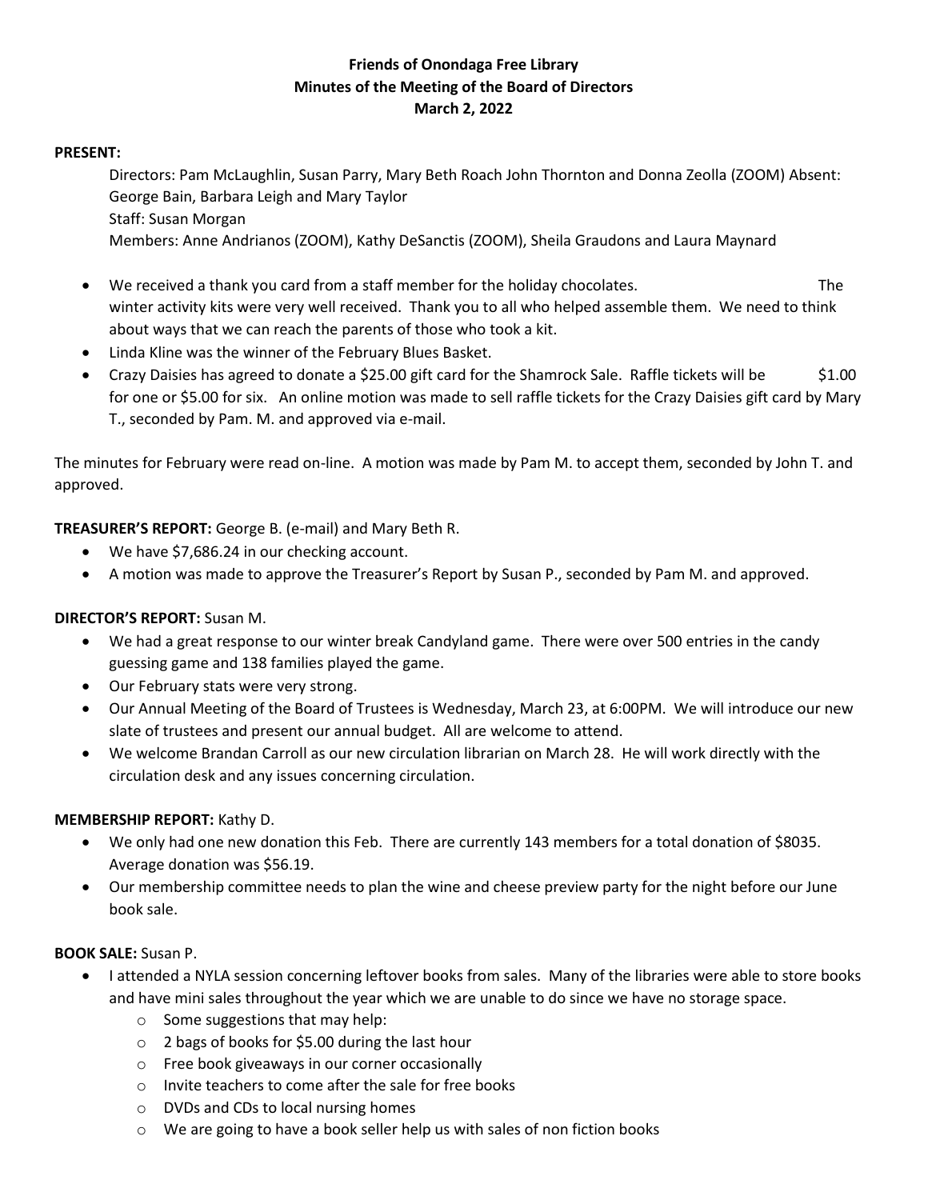**Friends of Onondaga Free Library**
**Minutes of the Meeting of the Board of Directors**
**March 2, 2022**

**PRESENT:**

Directors: Pam McLaughlin, Susan Parry, Mary Beth Roach John Thornton and Donna Zeolla (ZOOM) Absent: George Bain, Barbara Leigh and Mary Taylor

Staff: Susan Morgan

Members: Anne Andrianos (ZOOM), Kathy DeSanctis (ZOOM), Sheila Graudons and Laura Maynard

- We received a thank you card from a staff member for the holiday chocolates. The winter activity kits were very well received. Thank you to all who helped assemble them. We need to think about ways that we can reach the parents of those who took a kit.
- Linda Kline was the winner of the February Blues Basket.
- Crazy Daisies has agreed to donate a $25.00 gift card for the Shamrock Sale. Raffle tickets will be $1.00 for one or $5.00 for six. An online motion was made to sell raffle tickets for the Crazy Daisies gift card by Mary T., seconded by Pam. M. and approved via e-mail.

The minutes for February were read on-line. A motion was made by Pam M. to accept them, seconded by John T. and approved.

**TREASURER'S REPORT:** George B. (e-mail) and Mary Beth R.

- We have $7,686.24 in our checking account.
- A motion was made to approve the Treasurer's Report by Susan P., seconded by Pam M. and approved.

**DIRECTOR'S REPORT:** Susan M.

- We had a great response to our winter break Candyland game. There were over 500 entries in the candy guessing game and 138 families played the game.
- Our February stats were very strong.
- Our Annual Meeting of the Board of Trustees is Wednesday, March 23, at 6:00PM. We will introduce our new slate of trustees and present our annual budget. All are welcome to attend.
- We welcome Brandan Carroll as our new circulation librarian on March 28. He will work directly with the circulation desk and any issues concerning circulation.

**MEMBERSHIP REPORT:** Kathy D.

- We only had one new donation this Feb. There are currently 143 members for a total donation of $8035. Average donation was $56.19.
- Our membership committee needs to plan the wine and cheese preview party for the night before our June book sale.

**BOOK SALE:** Susan P.

- I attended a NYLA session concerning leftover books from sales. Many of the libraries were able to store books and have mini sales throughout the year which we are unable to do since we have no storage space.
  - Some suggestions that may help:
  - 2 bags of books for $5.00 during the last hour
  - Free book giveaways in our corner occasionally
  - Invite teachers to come after the sale for free books
  - DVDs and CDs to local nursing homes
  - We are going to have a book seller help us with sales of non fiction books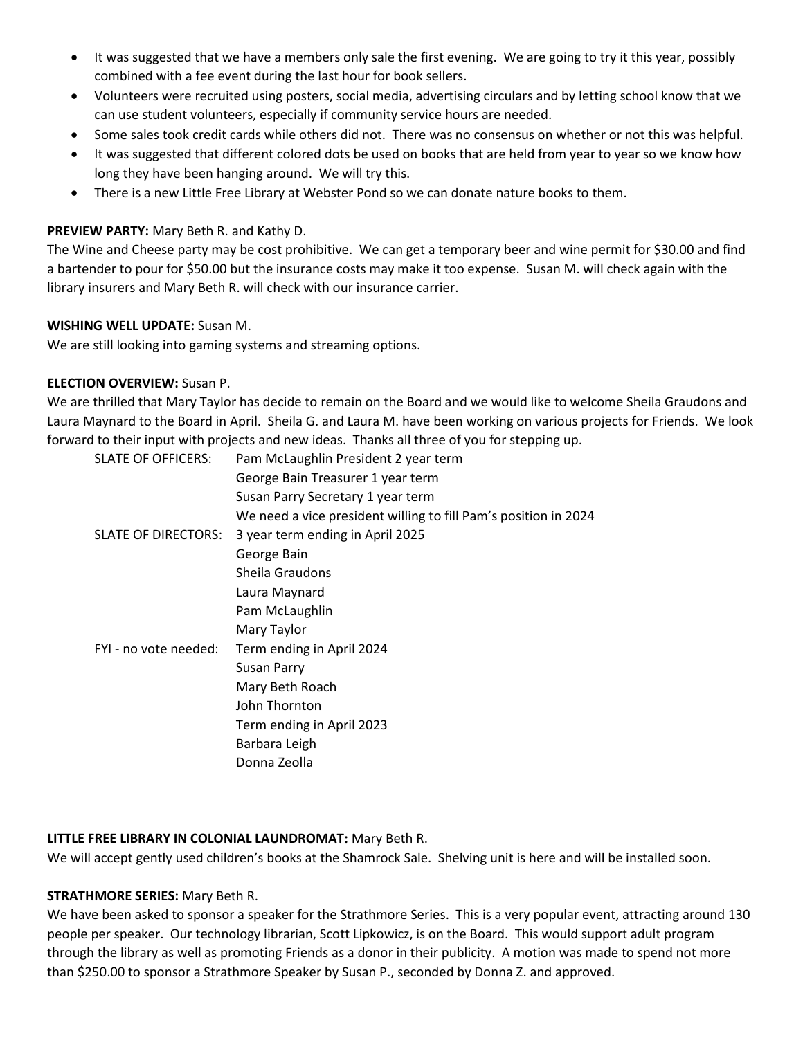- It was suggested that we have a members only sale the first evening. We are going to try it this year, possibly combined with a fee event during the last hour for book sellers.
- Volunteers were recruited using posters, social media, advertising circulars and by letting school know that we can use student volunteers, especially if community service hours are needed.
- Some sales took credit cards while others did not. There was no consensus on whether or not this was helpful.
- It was suggested that different colored dots be used on books that are held from year to year so we know how long they have been hanging around. We will try this.
- There is a new Little Free Library at Webster Pond so we can donate nature books to them.

**PREVIEW PARTY:** Mary Beth R. and Kathy D.

The Wine and Cheese party may be cost prohibitive. We can get a temporary beer and wine permit for $30.00 and find a bartender to pour for $50.00 but the insurance costs may make it too expense. Susan M. will check again with the library insurers and Mary Beth R. will check with our insurance carrier.

**WISHING WELL UPDATE:** Susan M.

We are still looking into gaming systems and streaming options.

**ELECTION OVERVIEW:** Susan P.

We are thrilled that Mary Taylor has decide to remain on the Board and we would like to welcome Sheila Graudons and Laura Maynard to the Board in April. Sheila G. and Laura M. have been working on various projects for Friends. We look forward to their input with projects and new ideas. Thanks all three of you for stepping up.

| | |
|---|---|
| SLATE OF OFFICERS: | Pam McLaughlin President 2 year term |
| | George Bain Treasurer 1 year term |
| | Susan Parry Secretary 1 year term |
| | We need a vice president willing to fill Pam's position in 2024 |
| SLATE OF DIRECTORS: | 3 year term ending in April 2025 |
| | George Bain |
| | Sheila Graudons |
| | Laura Maynard |
| | Pam McLaughlin |
| | Mary Taylor |
| FYI - no vote needed: | Term ending in April 2024 |
| | Susan Parry |
| | Mary Beth Roach |
| | John Thornton |
| | Term ending in April 2023 |
| | Barbara Leigh |
| | Donna Zeolla |

**LITTLE FREE LIBRARY IN COLONIAL LAUNDROMAT:** Mary Beth R.

We will accept gently used children's books at the Shamrock Sale. Shelving unit is here and will be installed soon.

**STRATHMORE SERIES:** Mary Beth R.

We have been asked to sponsor a speaker for the Strathmore Series. This is a very popular event, attracting around 130 people per speaker. Our technology librarian, Scott Lipkowicz, is on the Board. This would support adult program through the library as well as promoting Friends as a donor in their publicity. A motion was made to spend not more than $250.00 to sponsor a Strathmore Speaker by Susan P., seconded by Donna Z. and approved.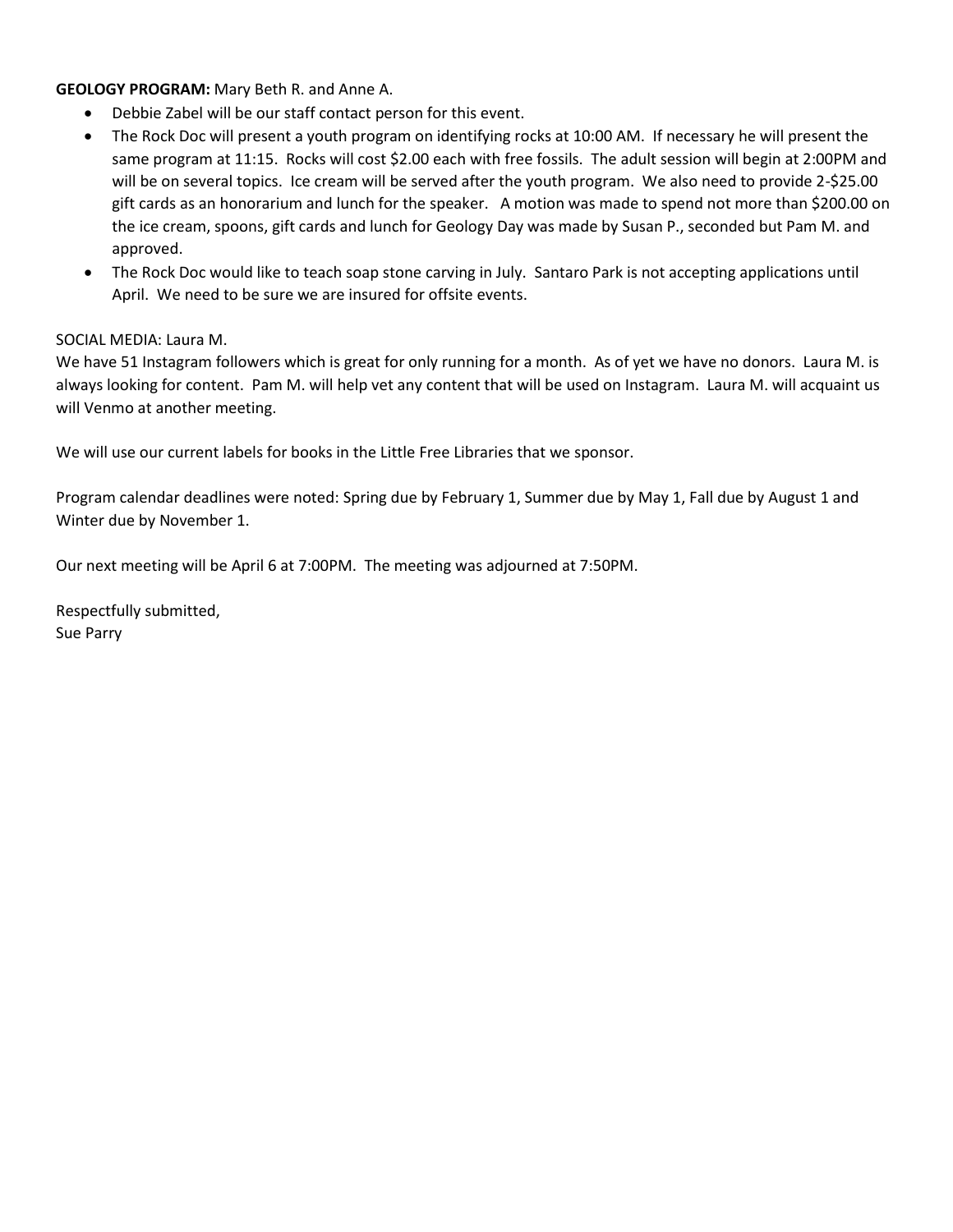**GEOLOGY PROGRAM:** Mary Beth R. and Anne A.

- Debbie Zabel will be our staff contact person for this event.
- The Rock Doc will present a youth program on identifying rocks at 10:00 AM. If necessary he will present the same program at 11:15. Rocks will cost $2.00 each with free fossils. The adult session will begin at 2:00PM and will be on several topics. Ice cream will be served after the youth program. We also need to provide 2-$25.00 gift cards as an honorarium and lunch for the speaker. A motion was made to spend not more than $200.00 on the ice cream, spoons, gift cards and lunch for Geology Day was made by Susan P., seconded but Pam M. and approved.
- The Rock Doc would like to teach soap stone carving in July. Santaro Park is not accepting applications until April. We need to be sure we are insured for offsite events.

SOCIAL MEDIA: Laura M.

We have 51 Instagram followers which is great for only running for a month. As of yet we have no donors. Laura M. is always looking for content. Pam M. will help vet any content that will be used on Instagram. Laura M. will acquaint us will Venmo at another meeting.

We will use our current labels for books in the Little Free Libraries that we sponsor.

Program calendar deadlines were noted: Spring due by February 1, Summer due by May 1, Fall due by August 1 and Winter due by November 1.

Our next meeting will be April 6 at 7:00PM. The meeting was adjourned at 7:50PM.

Respectfully submitted,
Sue Parry